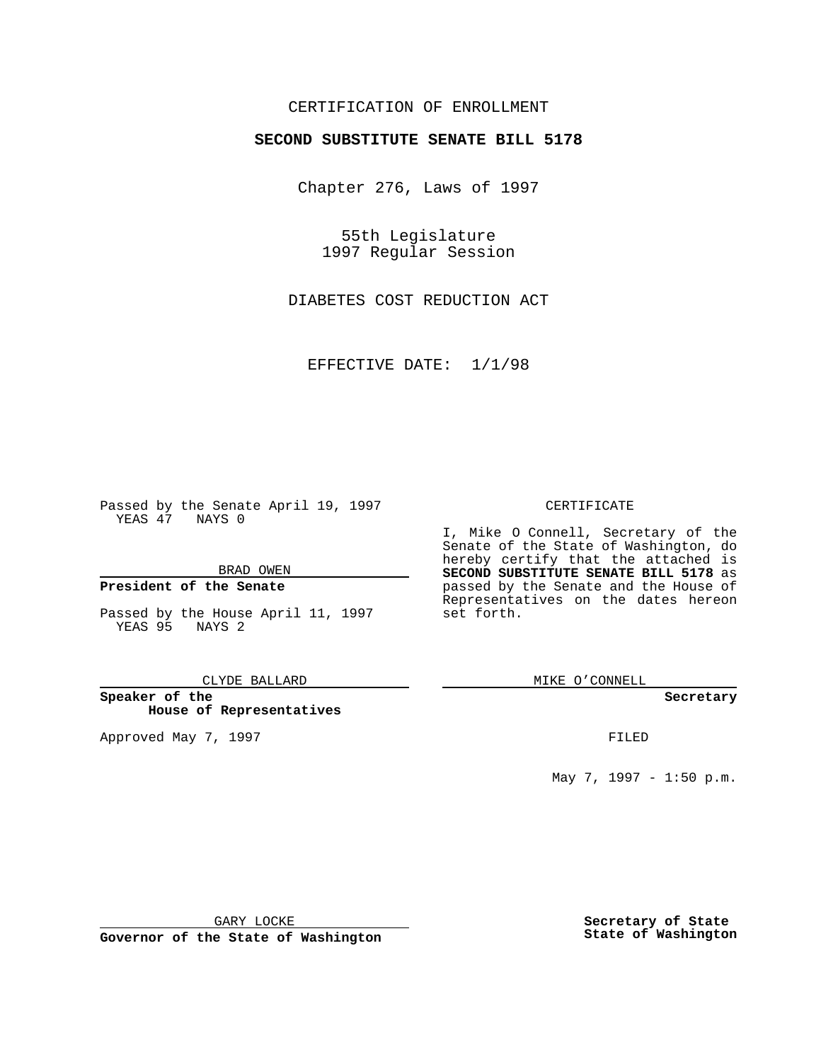CERTIFICATION OF ENROLLMENT

**SECOND SUBSTITUTE SENATE BILL 5178**

Chapter 276, Laws of 1997

55th Legislature
1997 Regular Session

DIABETES COST REDUCTION ACT

EFFECTIVE DATE: 1/1/98

Passed by the Senate April 19, 1997
YEAS 47 NAYS 0

BRAD OWEN

**President of the Senate**

Passed by the House April 11, 1997
YEAS 95 NAYS 2

CLYDE BALLARD

**Speaker of the House of Representatives**

Approved May 7, 1997

GARY LOCKE

**Governor of the State of Washington**

CERTIFICATE

I, Mike O Connell, Secretary of the Senate of the State of Washington, do hereby certify that the attached is **SECOND SUBSTITUTE SENATE BILL 5178** as passed by the Senate and the House of Representatives on the dates hereon set forth.

MIKE O'CONNELL

**Secretary**

FILED

May 7, 1997 - 1:50 p.m.

**Secretary of State State of Washington**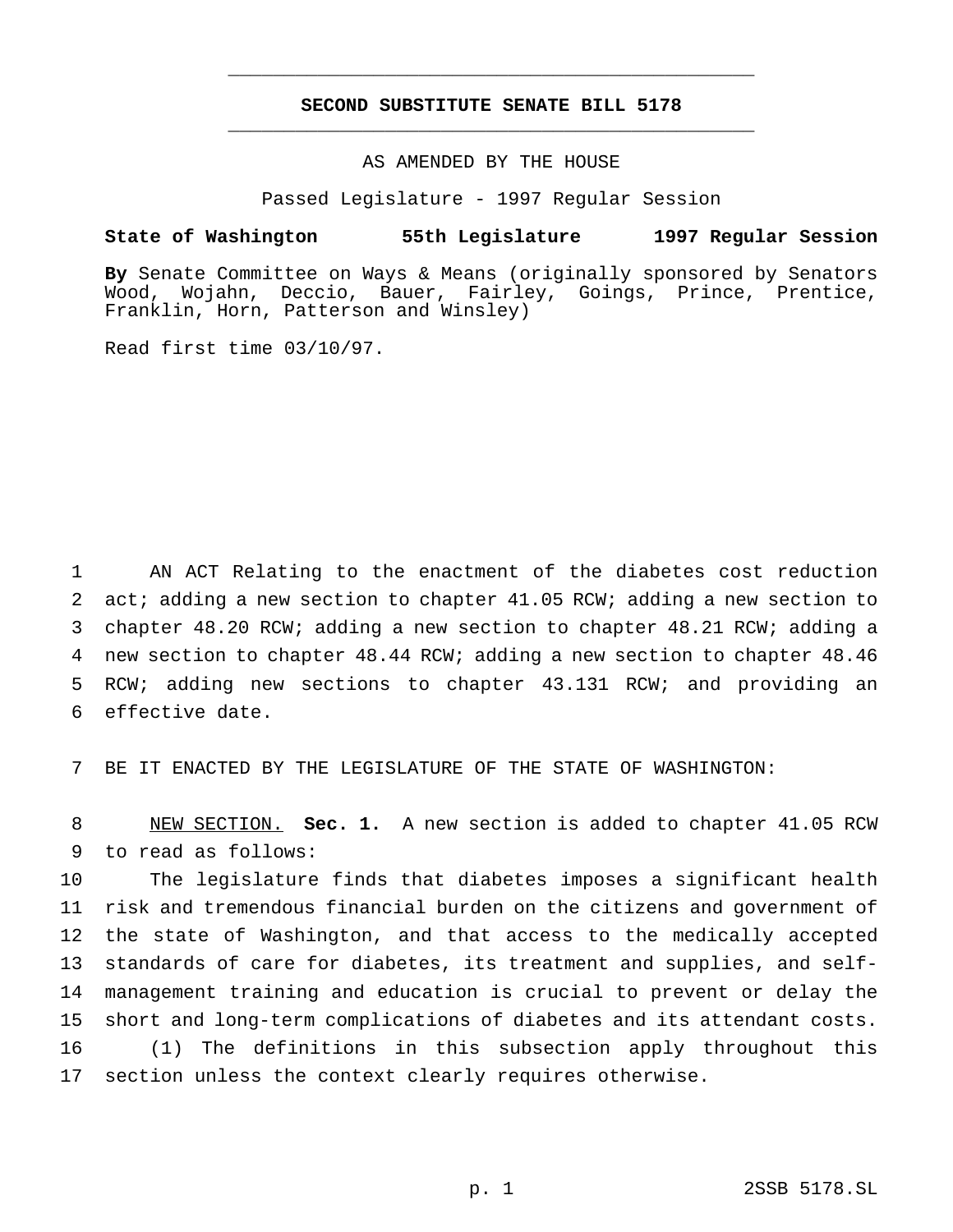# SECOND SUBSTITUTE SENATE BILL 5178

AS AMENDED BY THE HOUSE

Passed Legislature - 1997 Regular Session

**State of Washington 55th Legislature 1997 Regular Session**

**By** Senate Committee on Ways & Means (originally sponsored by Senators Wood, Wojahn, Deccio, Bauer, Fairley, Goings, Prince, Prentice, Franklin, Horn, Patterson and Winsley)

Read first time 03/10/97.

1 AN ACT Relating to the enactment of the diabetes cost reduction
2 act; adding a new section to chapter 41.05 RCW; adding a new section to
3 chapter 48.20 RCW; adding a new section to chapter 48.21 RCW; adding a
4 new section to chapter 48.44 RCW; adding a new section to chapter 48.46
5 RCW; adding new sections to chapter 43.131 RCW; and providing an
6 effective date.

7 BE IT ENACTED BY THE LEGISLATURE OF THE STATE OF WASHINGTON:

8 NEW SECTION. **Sec. 1.** A new section is added to chapter 41.05 RCW
9 to read as follows:

10 The legislature finds that diabetes imposes a significant health
11 risk and tremendous financial burden on the citizens and government of
12 the state of Washington, and that access to the medically accepted
13 standards of care for diabetes, its treatment and supplies, and self-
14 management training and education is crucial to prevent or delay the
15 short and long-term complications of diabetes and its attendant costs.

16 (1) The definitions in this subsection apply throughout this
17 section unless the context clearly requires otherwise.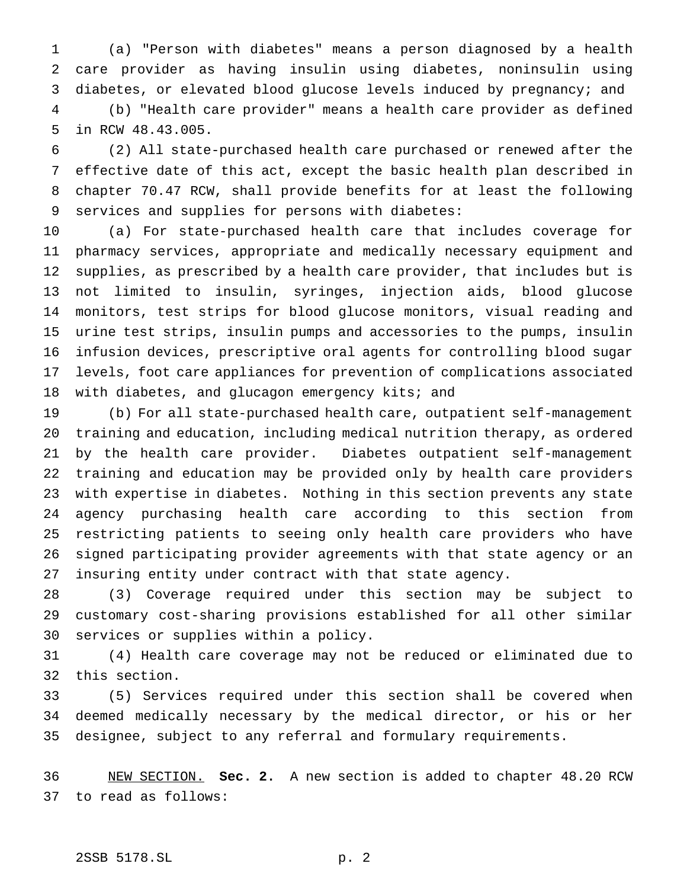(a) "Person with diabetes" means a person diagnosed by a health care provider as having insulin using diabetes, noninsulin using diabetes, or elevated blood glucose levels induced by pregnancy; and

(b) "Health care provider" means a health care provider as defined in RCW 48.43.005.

(2) All state-purchased health care purchased or renewed after the effective date of this act, except the basic health plan described in chapter 70.47 RCW, shall provide benefits for at least the following services and supplies for persons with diabetes:

(a) For state-purchased health care that includes coverage for pharmacy services, appropriate and medically necessary equipment and supplies, as prescribed by a health care provider, that includes but is not limited to insulin, syringes, injection aids, blood glucose monitors, test strips for blood glucose monitors, visual reading and urine test strips, insulin pumps and accessories to the pumps, insulin infusion devices, prescriptive oral agents for controlling blood sugar levels, foot care appliances for prevention of complications associated with diabetes, and glucagon emergency kits; and

(b) For all state-purchased health care, outpatient self-management training and education, including medical nutrition therapy, as ordered by the health care provider. Diabetes outpatient self-management training and education may be provided only by health care providers with expertise in diabetes. Nothing in this section prevents any state agency purchasing health care according to this section from restricting patients to seeing only health care providers who have signed participating provider agreements with that state agency or an insuring entity under contract with that state agency.

(3) Coverage required under this section may be subject to customary cost-sharing provisions established for all other similar services or supplies within a policy.

(4) Health care coverage may not be reduced or eliminated due to this section.

(5) Services required under this section shall be covered when deemed medically necessary by the medical director, or his or her designee, subject to any referral and formulary requirements.

NEW SECTION. **Sec. 2.** A new section is added to chapter 48.20 RCW to read as follows: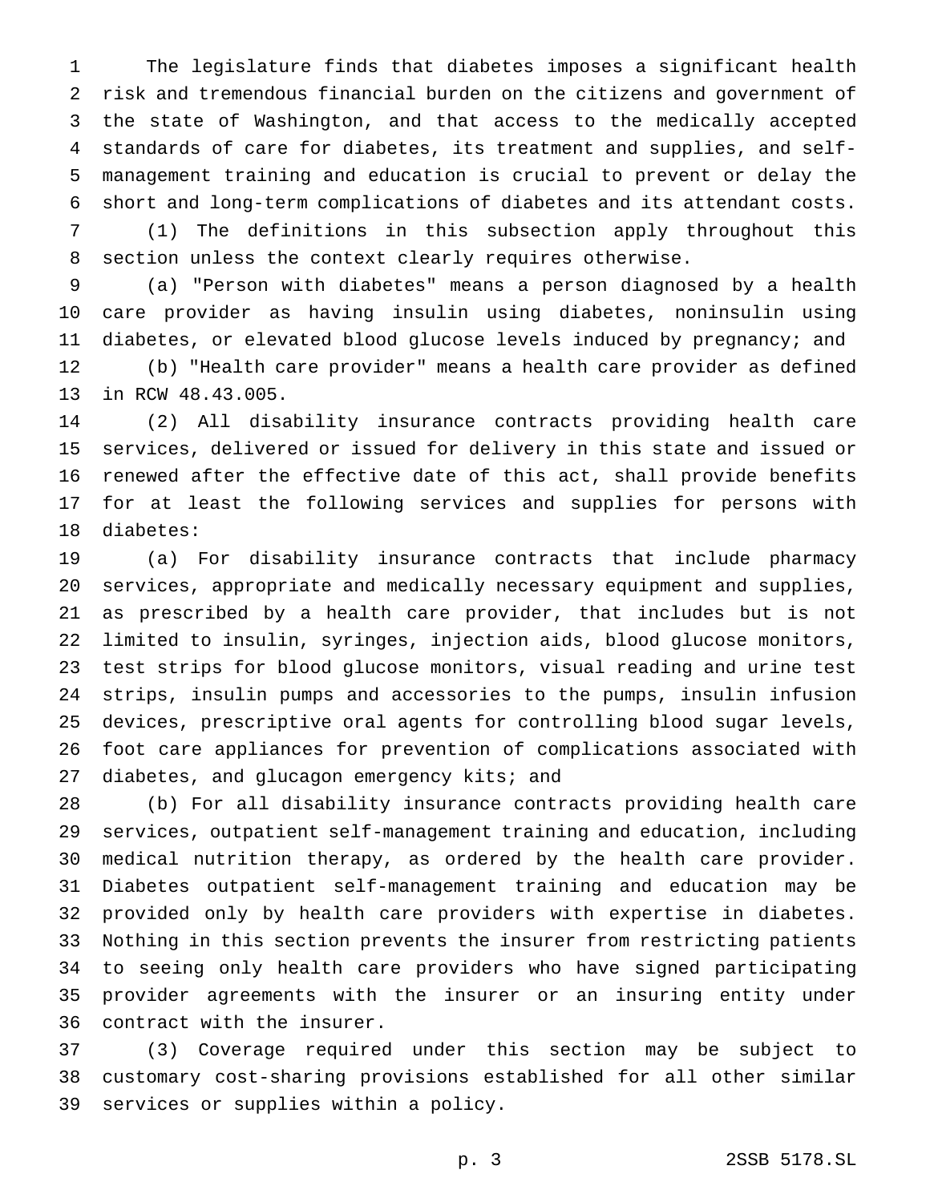The legislature finds that diabetes imposes a significant health risk and tremendous financial burden on the citizens and government of the state of Washington, and that access to the medically accepted standards of care for diabetes, its treatment and supplies, and self-management training and education is crucial to prevent or delay the short and long-term complications of diabetes and its attendant costs.

(1) The definitions in this subsection apply throughout this section unless the context clearly requires otherwise.

(a) "Person with diabetes" means a person diagnosed by a health care provider as having insulin using diabetes, noninsulin using diabetes, or elevated blood glucose levels induced by pregnancy; and

(b) "Health care provider" means a health care provider as defined in RCW 48.43.005.

(2) All disability insurance contracts providing health care services, delivered or issued for delivery in this state and issued or renewed after the effective date of this act, shall provide benefits for at least the following services and supplies for persons with diabetes:

(a) For disability insurance contracts that include pharmacy services, appropriate and medically necessary equipment and supplies, as prescribed by a health care provider, that includes but is not limited to insulin, syringes, injection aids, blood glucose monitors, test strips for blood glucose monitors, visual reading and urine test strips, insulin pumps and accessories to the pumps, insulin infusion devices, prescriptive oral agents for controlling blood sugar levels, foot care appliances for prevention of complications associated with diabetes, and glucagon emergency kits; and

(b) For all disability insurance contracts providing health care services, outpatient self-management training and education, including medical nutrition therapy, as ordered by the health care provider. Diabetes outpatient self-management training and education may be provided only by health care providers with expertise in diabetes. Nothing in this section prevents the insurer from restricting patients to seeing only health care providers who have signed participating provider agreements with the insurer or an insuring entity under contract with the insurer.

(3) Coverage required under this section may be subject to customary cost-sharing provisions established for all other similar services or supplies within a policy.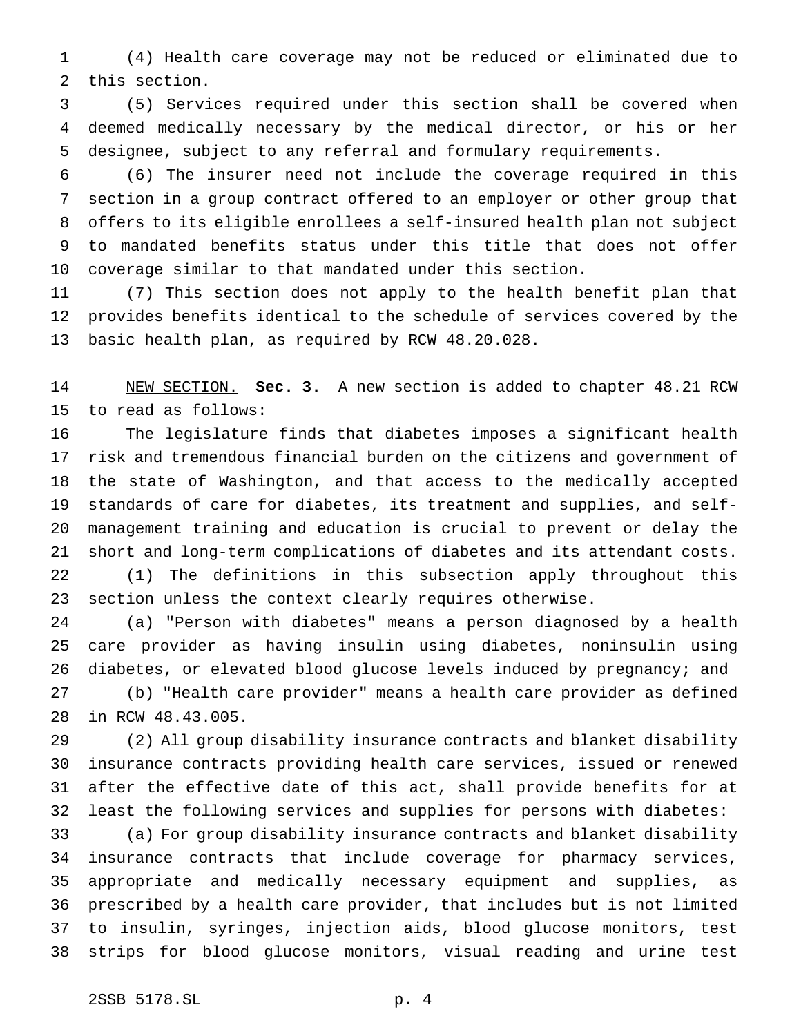(4) Health care coverage may not be reduced or eliminated due to this section.

(5) Services required under this section shall be covered when deemed medically necessary by the medical director, or his or her designee, subject to any referral and formulary requirements.

(6) The insurer need not include the coverage required in this section in a group contract offered to an employer or other group that offers to its eligible enrollees a self-insured health plan not subject to mandated benefits status under this title that does not offer coverage similar to that mandated under this section.

(7) This section does not apply to the health benefit plan that provides benefits identical to the schedule of services covered by the basic health plan, as required by RCW 48.20.028.

NEW SECTION. **Sec. 3.** A new section is added to chapter 48.21 RCW to read as follows:

The legislature finds that diabetes imposes a significant health risk and tremendous financial burden on the citizens and government of the state of Washington, and that access to the medically accepted standards of care for diabetes, its treatment and supplies, and self-management training and education is crucial to prevent or delay the short and long-term complications of diabetes and its attendant costs.

(1) The definitions in this subsection apply throughout this section unless the context clearly requires otherwise.

(a) "Person with diabetes" means a person diagnosed by a health care provider as having insulin using diabetes, noninsulin using diabetes, or elevated blood glucose levels induced by pregnancy; and

(b) "Health care provider" means a health care provider as defined in RCW 48.43.005.

(2) All group disability insurance contracts and blanket disability insurance contracts providing health care services, issued or renewed after the effective date of this act, shall provide benefits for at least the following services and supplies for persons with diabetes:

(a) For group disability insurance contracts and blanket disability insurance contracts that include coverage for pharmacy services, appropriate and medically necessary equipment and supplies, as prescribed by a health care provider, that includes but is not limited to insulin, syringes, injection aids, blood glucose monitors, test strips for blood glucose monitors, visual reading and urine test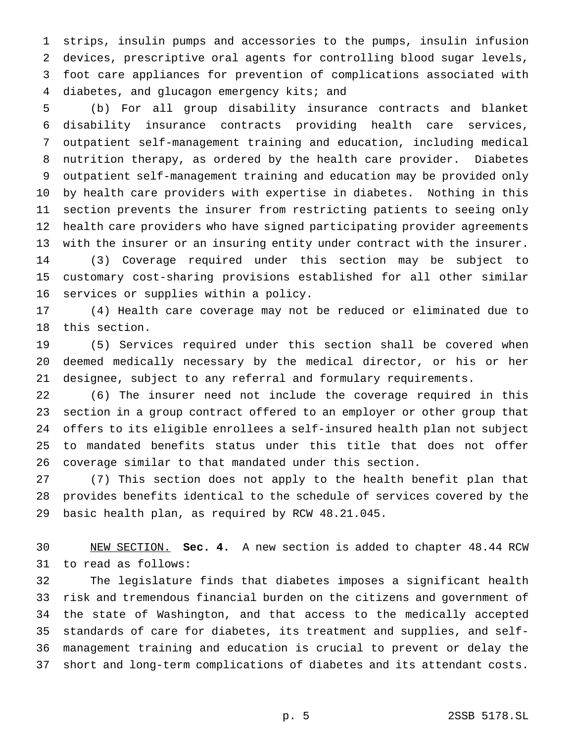strips, insulin pumps and accessories to the pumps, insulin infusion devices, prescriptive oral agents for controlling blood sugar levels, foot care appliances for prevention of complications associated with diabetes, and glucagon emergency kits; and

(b) For all group disability insurance contracts and blanket disability insurance contracts providing health care services, outpatient self-management training and education, including medical nutrition therapy, as ordered by the health care provider. Diabetes outpatient self-management training and education may be provided only by health care providers with expertise in diabetes. Nothing in this section prevents the insurer from restricting patients to seeing only health care providers who have signed participating provider agreements with the insurer or an insuring entity under contract with the insurer.

(3) Coverage required under this section may be subject to customary cost-sharing provisions established for all other similar services or supplies within a policy.

(4) Health care coverage may not be reduced or eliminated due to this section.

(5) Services required under this section shall be covered when deemed medically necessary by the medical director, or his or her designee, subject to any referral and formulary requirements.

(6) The insurer need not include the coverage required in this section in a group contract offered to an employer or other group that offers to its eligible enrollees a self-insured health plan not subject to mandated benefits status under this title that does not offer coverage similar to that mandated under this section.

(7) This section does not apply to the health benefit plan that provides benefits identical to the schedule of services covered by the basic health plan, as required by RCW 48.21.045.

NEW SECTION. **Sec. 4.** A new section is added to chapter 48.44 RCW to read as follows:

The legislature finds that diabetes imposes a significant health risk and tremendous financial burden on the citizens and government of the state of Washington, and that access to the medically accepted standards of care for diabetes, its treatment and supplies, and self-management training and education is crucial to prevent or delay the short and long-term complications of diabetes and its attendant costs.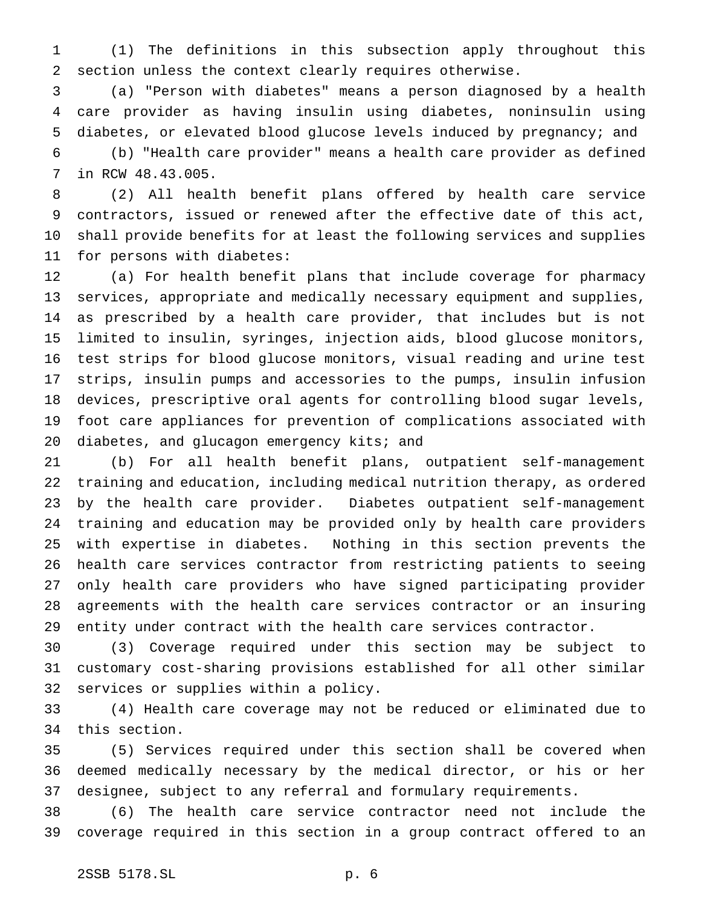(1) The definitions in this subsection apply throughout this section unless the context clearly requires otherwise.

(a) "Person with diabetes" means a person diagnosed by a health care provider as having insulin using diabetes, noninsulin using diabetes, or elevated blood glucose levels induced by pregnancy; and

(b) "Health care provider" means a health care provider as defined in RCW 48.43.005.

(2) All health benefit plans offered by health care service contractors, issued or renewed after the effective date of this act, shall provide benefits for at least the following services and supplies for persons with diabetes:

(a) For health benefit plans that include coverage for pharmacy services, appropriate and medically necessary equipment and supplies, as prescribed by a health care provider, that includes but is not limited to insulin, syringes, injection aids, blood glucose monitors, test strips for blood glucose monitors, visual reading and urine test strips, insulin pumps and accessories to the pumps, insulin infusion devices, prescriptive oral agents for controlling blood sugar levels, foot care appliances for prevention of complications associated with diabetes, and glucagon emergency kits; and

(b) For all health benefit plans, outpatient self-management training and education, including medical nutrition therapy, as ordered by the health care provider. Diabetes outpatient self-management training and education may be provided only by health care providers with expertise in diabetes. Nothing in this section prevents the health care services contractor from restricting patients to seeing only health care providers who have signed participating provider agreements with the health care services contractor or an insuring entity under contract with the health care services contractor.

(3) Coverage required under this section may be subject to customary cost-sharing provisions established for all other similar services or supplies within a policy.

(4) Health care coverage may not be reduced or eliminated due to this section.

(5) Services required under this section shall be covered when deemed medically necessary by the medical director, or his or her designee, subject to any referral and formulary requirements.

(6) The health care service contractor need not include the coverage required in this section in a group contract offered to an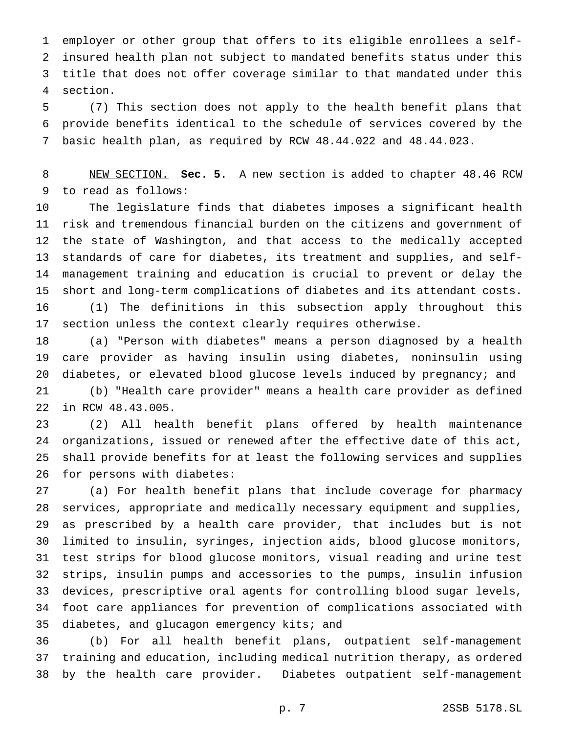employer or other group that offers to its eligible enrollees a self-insured health plan not subject to mandated benefits status under this title that does not offer coverage similar to that mandated under this section.

(7) This section does not apply to the health benefit plans that provide benefits identical to the schedule of services covered by the basic health plan, as required by RCW 48.44.022 and 48.44.023.

NEW SECTION. **Sec. 5.** A new section is added to chapter 48.46 RCW to read as follows:

The legislature finds that diabetes imposes a significant health risk and tremendous financial burden on the citizens and government of the state of Washington, and that access to the medically accepted standards of care for diabetes, its treatment and supplies, and self-management training and education is crucial to prevent or delay the short and long-term complications of diabetes and its attendant costs.

(1) The definitions in this subsection apply throughout this section unless the context clearly requires otherwise.

(a) "Person with diabetes" means a person diagnosed by a health care provider as having insulin using diabetes, noninsulin using diabetes, or elevated blood glucose levels induced by pregnancy; and

(b) "Health care provider" means a health care provider as defined in RCW 48.43.005.

(2) All health benefit plans offered by health maintenance organizations, issued or renewed after the effective date of this act, shall provide benefits for at least the following services and supplies for persons with diabetes:

(a) For health benefit plans that include coverage for pharmacy services, appropriate and medically necessary equipment and supplies, as prescribed by a health care provider, that includes but is not limited to insulin, syringes, injection aids, blood glucose monitors, test strips for blood glucose monitors, visual reading and urine test strips, insulin pumps and accessories to the pumps, insulin infusion devices, prescriptive oral agents for controlling blood sugar levels, foot care appliances for prevention of complications associated with diabetes, and glucagon emergency kits; and

(b) For all health benefit plans, outpatient self-management training and education, including medical nutrition therapy, as ordered by the health care provider. Diabetes outpatient self-management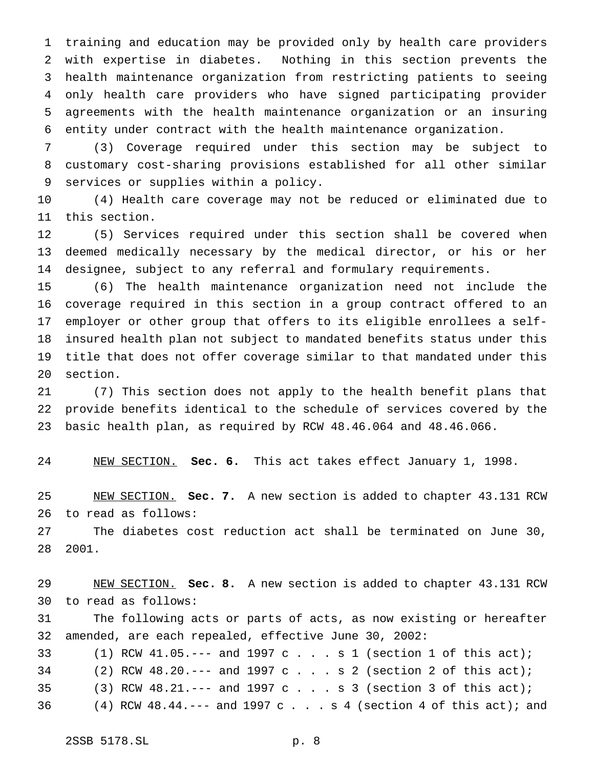training and education may be provided only by health care providers with expertise in diabetes. Nothing in this section prevents the health maintenance organization from restricting patients to seeing only health care providers who have signed participating provider agreements with the health maintenance organization or an insuring entity under contract with the health maintenance organization.

(3) Coverage required under this section may be subject to customary cost-sharing provisions established for all other similar services or supplies within a policy.

(4) Health care coverage may not be reduced or eliminated due to this section.

(5) Services required under this section shall be covered when deemed medically necessary by the medical director, or his or her designee, subject to any referral and formulary requirements.

(6) The health maintenance organization need not include the coverage required in this section in a group contract offered to an employer or other group that offers to its eligible enrollees a self-insured health plan not subject to mandated benefits status under this title that does not offer coverage similar to that mandated under this section.

(7) This section does not apply to the health benefit plans that provide benefits identical to the schedule of services covered by the basic health plan, as required by RCW 48.46.064 and 48.46.066.

NEW SECTION. **Sec. 6.** This act takes effect January 1, 1998.

NEW SECTION. **Sec. 7.** A new section is added to chapter 43.131 RCW to read as follows:

The diabetes cost reduction act shall be terminated on June 30, 2001.

NEW SECTION. **Sec. 8.** A new section is added to chapter 43.131 RCW to read as follows:

The following acts or parts of acts, as now existing or hereafter amended, are each repealed, effective June 30, 2002:

(1) RCW 41.05.--- and 1997 c . . . s 1 (section 1 of this act);

(2) RCW 48.20.--- and 1997 c . . . s 2 (section 2 of this act);

(3) RCW 48.21.--- and 1997 c . . . s 3 (section 3 of this act);

(4) RCW 48.44.--- and 1997 c . . . s 4 (section 4 of this act); and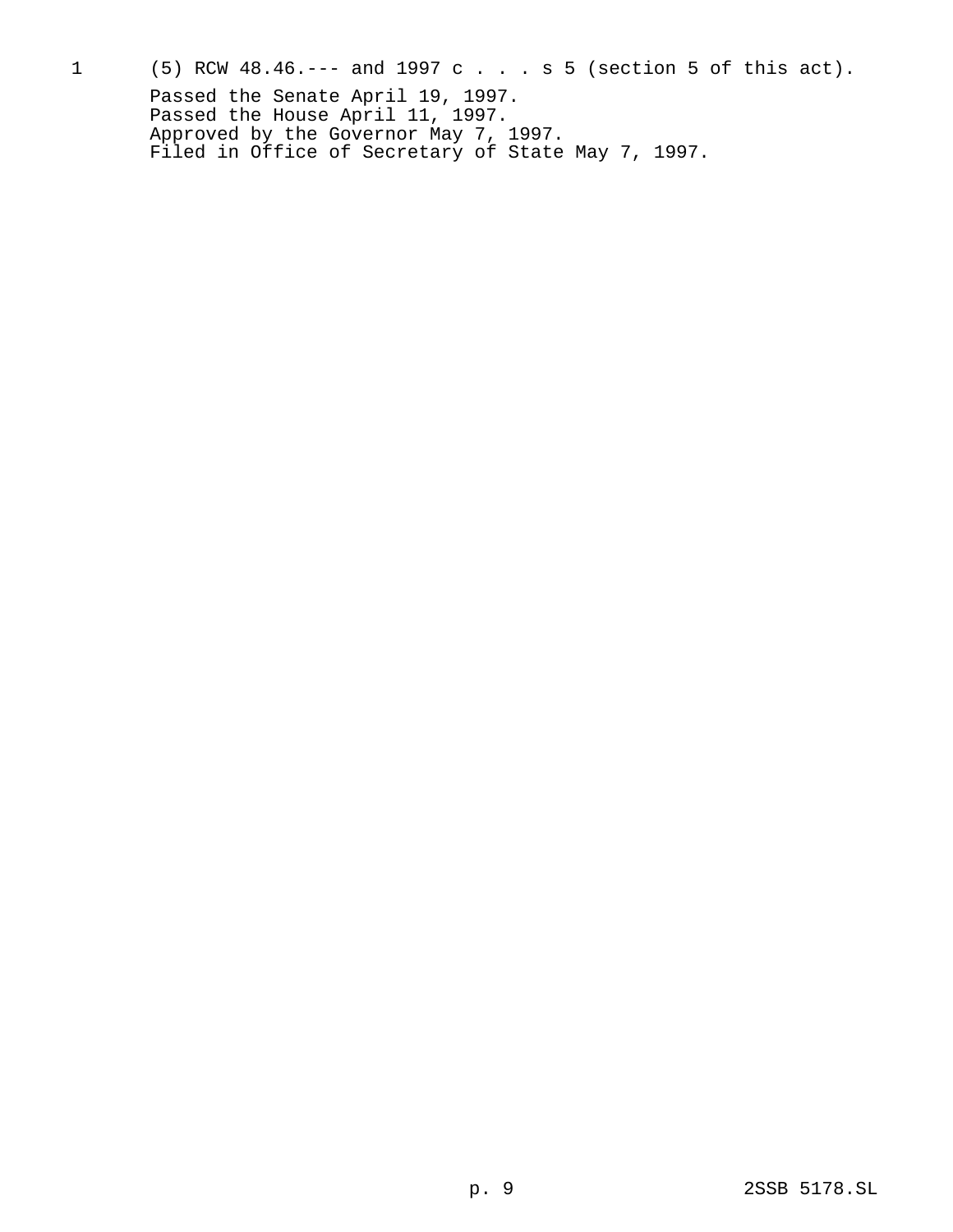(5) RCW 48.46.--- and 1997 c . . . s 5 (section 5 of this act).

Passed the Senate April 19, 1997.
Passed the House April 11, 1997.
Approved by the Governor May 7, 1997.
Filed in Office of Secretary of State May 7, 1997.